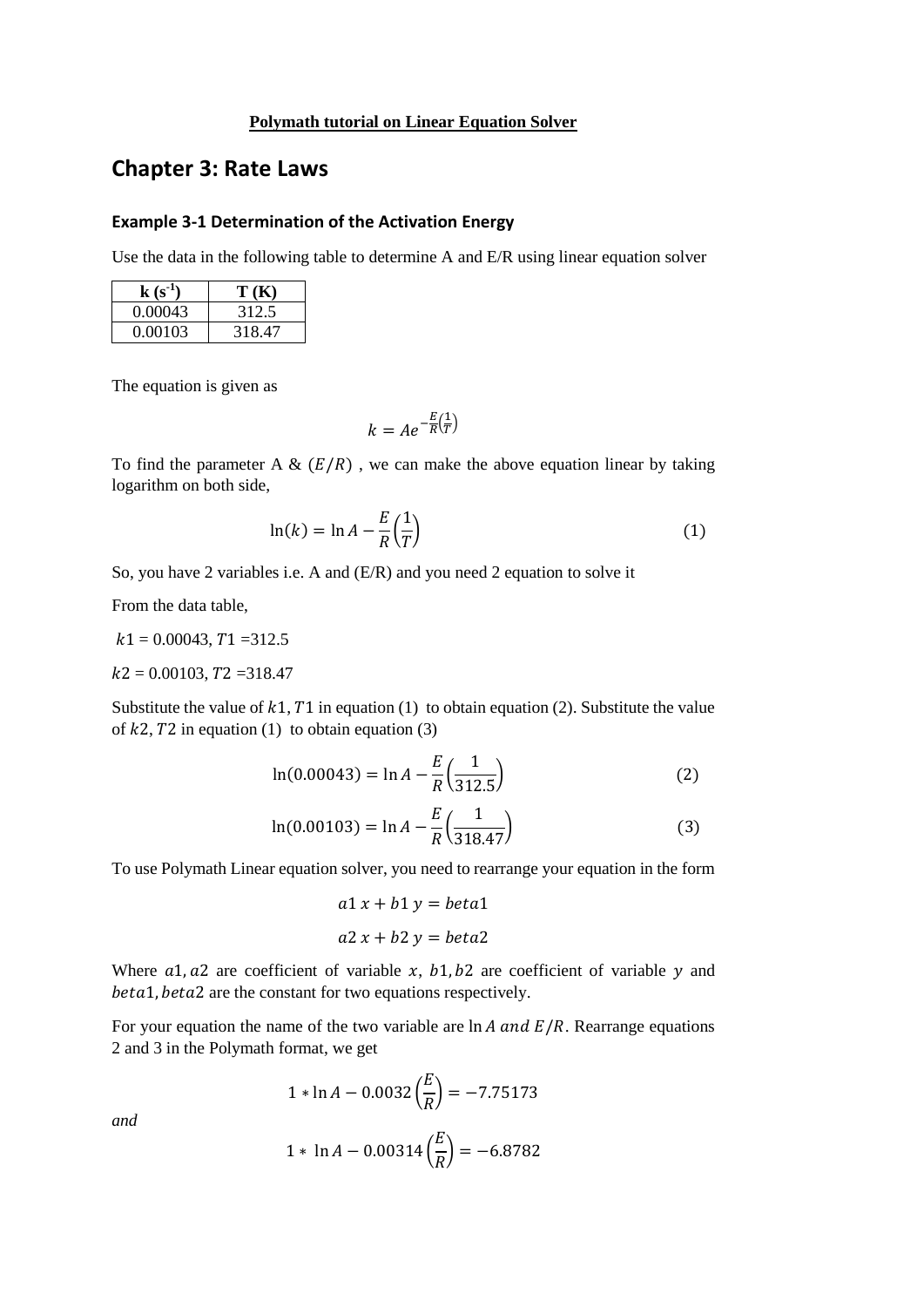**Polymath tutorial on Linear Equation Solver**

# Chapter 3: Rate Laws

## Example 3-1 Determination of the Activation Energy

Use the data in the following table to determine A and E/R using linear equation solver

| k ($s^{-1}$) | T (K) |
|---|---|
| 0.00043 | 312.5 |
| 0.00103 | 318.47 |

The equation is given as

$$k = Ae^{-\frac{E}{R}\left(\frac{1}{T}\right)}$$

To find the parameter A & $(E/R)$ , we can make the above equation linear by taking logarithm on both side,

$$\ln(k) = \ln A - \frac{E}{R}\left(\frac{1}{T}\right) \tag{1}$$

So, you have 2 variables i.e. A and (E/R) and you need 2 equation to solve it

From the data table,

$k1$ = 0.00043, $T1$ =312.5

$k2$ = 0.00103, $T2$ =318.47

Substitute the value of $k1, T1$ in equation (1) to obtain equation (2). Substitute the value of $k2, T2$ in equation (1) to obtain equation (3)

$$\ln(0.00043) = \ln A - \frac{E}{R}\left(\frac{1}{312.5}\right) \tag{2}$$

$$\ln(0.00103) = \ln A - \frac{E}{R}\left(\frac{1}{318.47}\right) \tag{3}$$

To use Polymath Linear equation solver, you need to rearrange your equation in the form

$$a1\, x + b1\, y = beta1$$

$$a2\, x + b2\, y = beta2$$

Where $a1, a2$ are coefficient of variable $x$, $b1, b2$ are coefficient of variable $y$ and $beta1, beta2$ are the constant for two equations respectively.

For your equation the name of the two variable are $\ln A$ *and* $E/R$. Rearrange equations 2 and 3 in the Polymath format, we get

$$1 * \ln A - 0.0032\left(\frac{E}{R}\right) = -7.75173$$

*and*

$$1 * \ln A - 0.00314\left(\frac{E}{R}\right) = -6.8782$$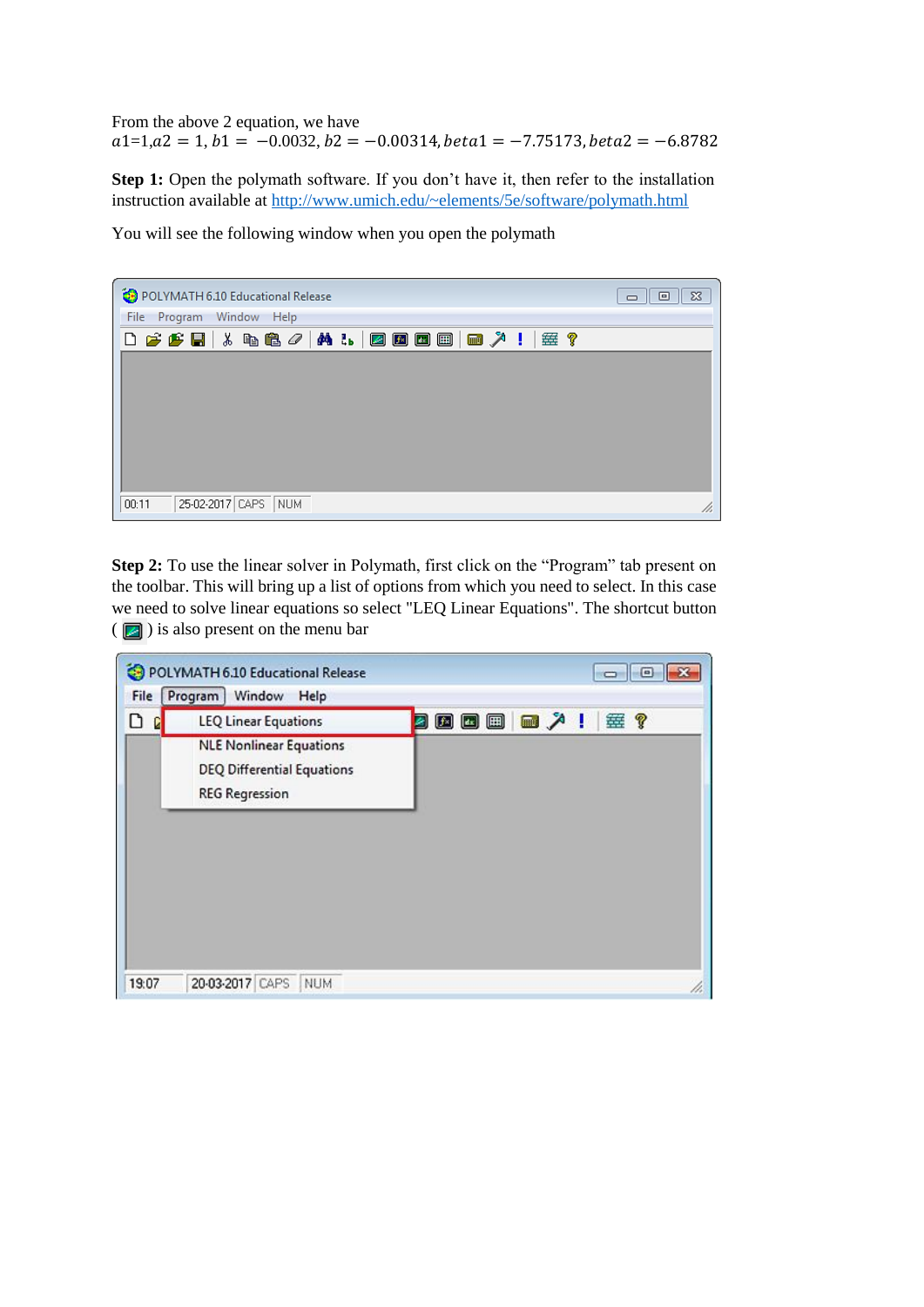From the above 2 equation, we have
$a1=1, a2 = 1, b1 = -0.0032, b2 = -0.00314, beta1 = -7.75173, beta2 = -6.8782$

**Step 1:** Open the polymath software. If you don't have it, then refer to the installation instruction available at http://www.umich.edu/~elements/5e/software/polymath.html

You will see the following window when you open the polymath

**Step 2:** To use the linear solver in Polymath, first click on the "Program" tab present on the toolbar. This will bring up a list of options from which you need to select. In this case we need to solve linear equations so select "LEQ Linear Equations". The shortcut button ( ) is also present on the menu bar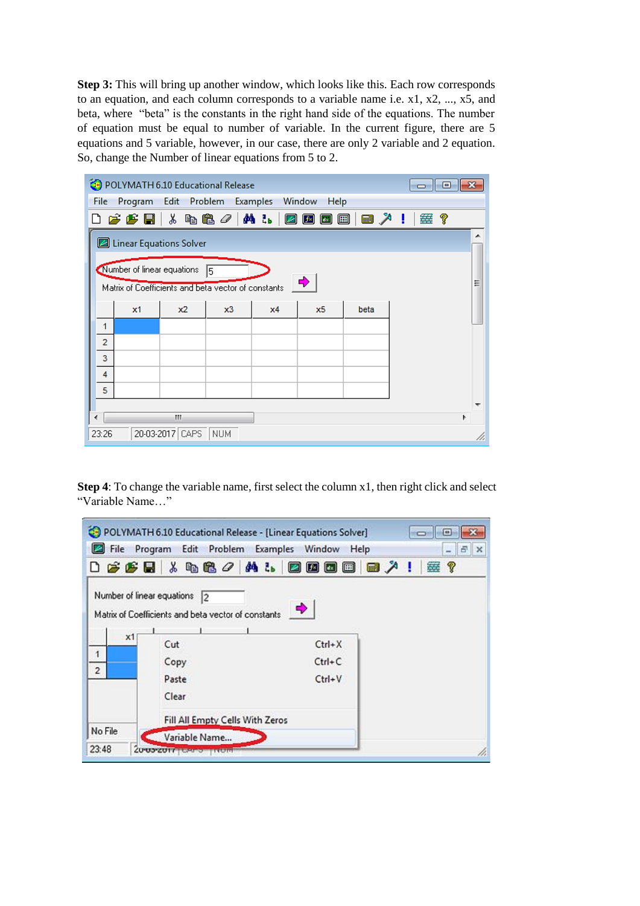**Step 3:** This will bring up another window, which looks like this. Each row corresponds to an equation, and each column corresponds to a variable name i.e. x1, x2, ..., x5, and beta, where "beta" is the constants in the right hand side of the equations. The number of equation must be equal to number of variable. In the current figure, there are 5 equations and 5 variable, however, in our case, there are only 2 variable and 2 equation. So, change the Number of linear equations from 5 to 2.

**Step 4**: To change the variable name, first select the column x1, then right click and select "Variable Name…"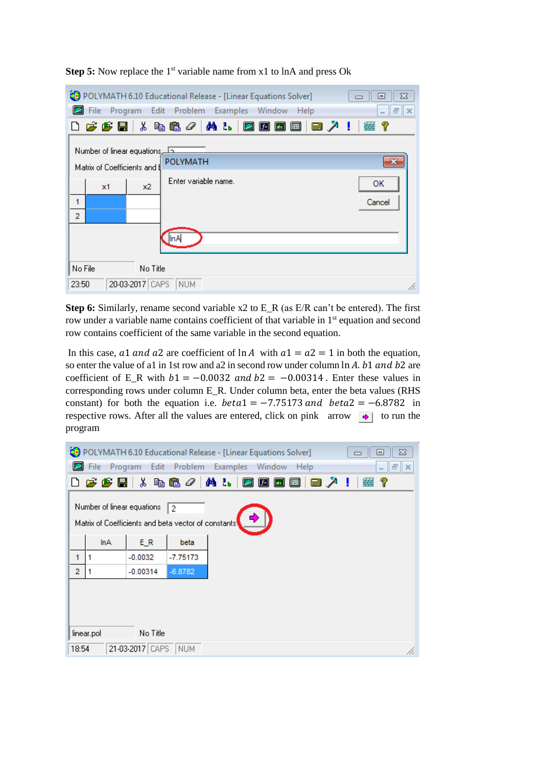**Step 5:** Now replace the 1st variable name from x1 to lnA and press Ok

**Step 6:** Similarly, rename second variable x2 to E_R (as E/R can't be entered). The first row under a variable name contains coefficient of that variable in 1st equation and second row contains coefficient of the same variable in the second equation.

In this case, $a1$ *and* $a2$ are coefficient of $\ln A$ with $a1 = a2 = 1$ in both the equation, so enter the value of a1 in 1st row and a2 in second row under column $\ln A$. $b1$ *and* $b2$ are coefficient of E_R with $b1 = -0.0032$ *and* $b2 = -0.00314$. Enter these values in corresponding rows under column E_R. Under column beta, enter the beta values (RHS constant) for both the equation i.e. $beta1 = -7.75173$ *and* $beta2 = -6.8782$ in respective rows. After all the values are entered, click on pink arrow to run the program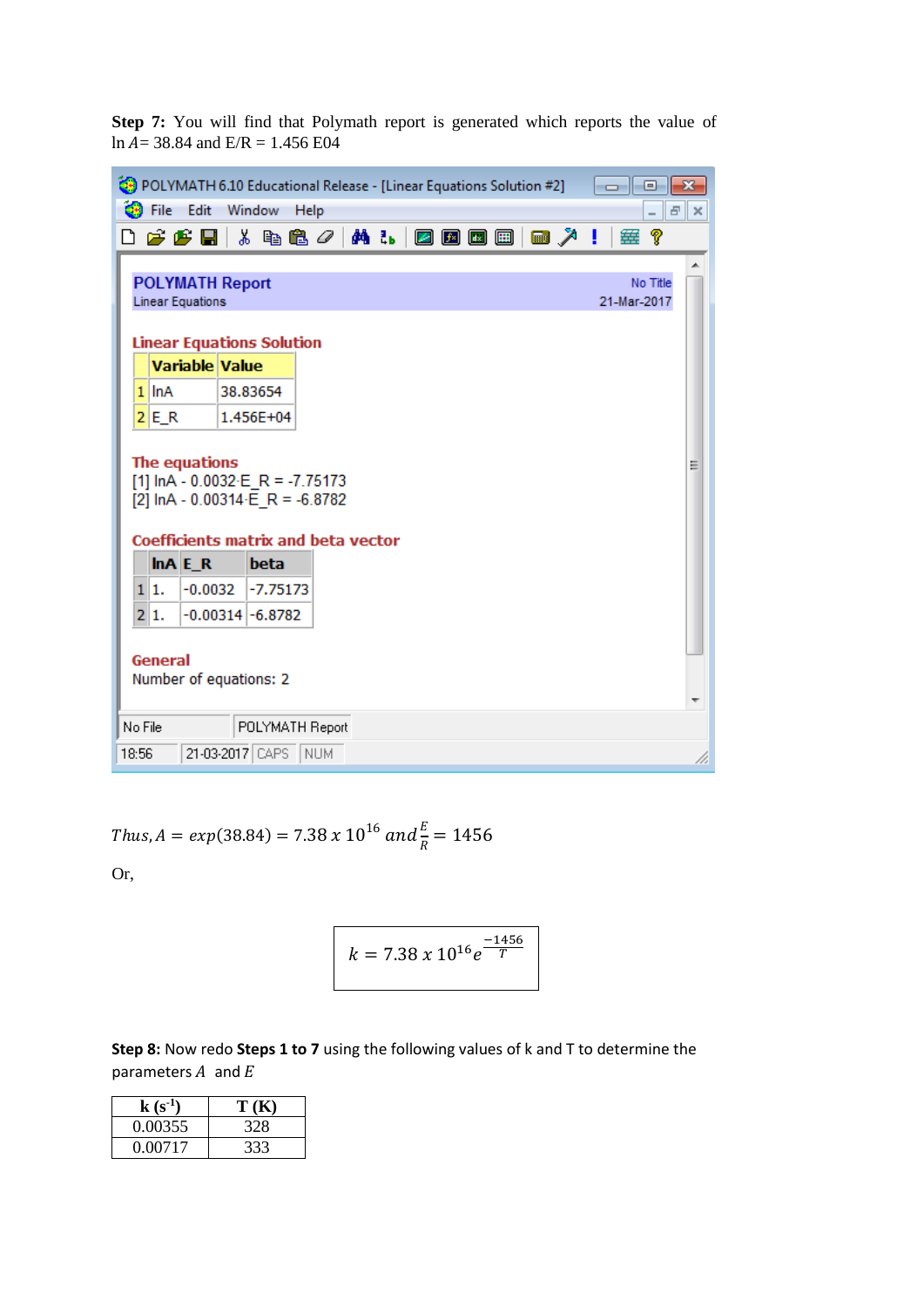**Step 7:** You will find that Polymath report is generated which reports the value of ln $A$= 38.84 and E/R = 1.456 E04

POLYMATH 6.10 Educational Release - [Linear Equations Solution #2]

File Edit Window Help

POLYMATH Report
Linear Equations

No Title
21-Mar-2017

Linear Equations Solution

| | Variable | Value |
|---|---|---|
| 1 | lnA | 38.83654 |
| 2 | E_R | 1.456E+04 |

The equations
[1] lnA - 0.0032·E_R = -7.75173
[2] lnA - 0.00314·E_R = -6.8782

Coefficients matrix and beta vector

| | lnA | E_R | beta |
|---|---|---|---|
| 1 | 1. | -0.0032 | -7.75173 |
| 2 | 1. | -0.00314 | -6.8782 |

General
Number of equations: 2

No File | POLYMATH Report

18:56 | 21-03-2017 | CAPS | NUM

$$Thus, A = exp(38.84) = 7.38 \; x \; 10^{16} \; and \frac{E}{R} = 1456$$

Or,

$$k = 7.38 \; x \; 10^{16} e^{\frac{-1456}{T}}$$

**Step 8:** Now redo **Steps 1 to 7** using the following values of k and T to determine the parameters $A$ and $E$

| k ($s^{-1}$) | T (K) |
|---|---|
| 0.00355 | 328 |
| 0.00717 | 333 |